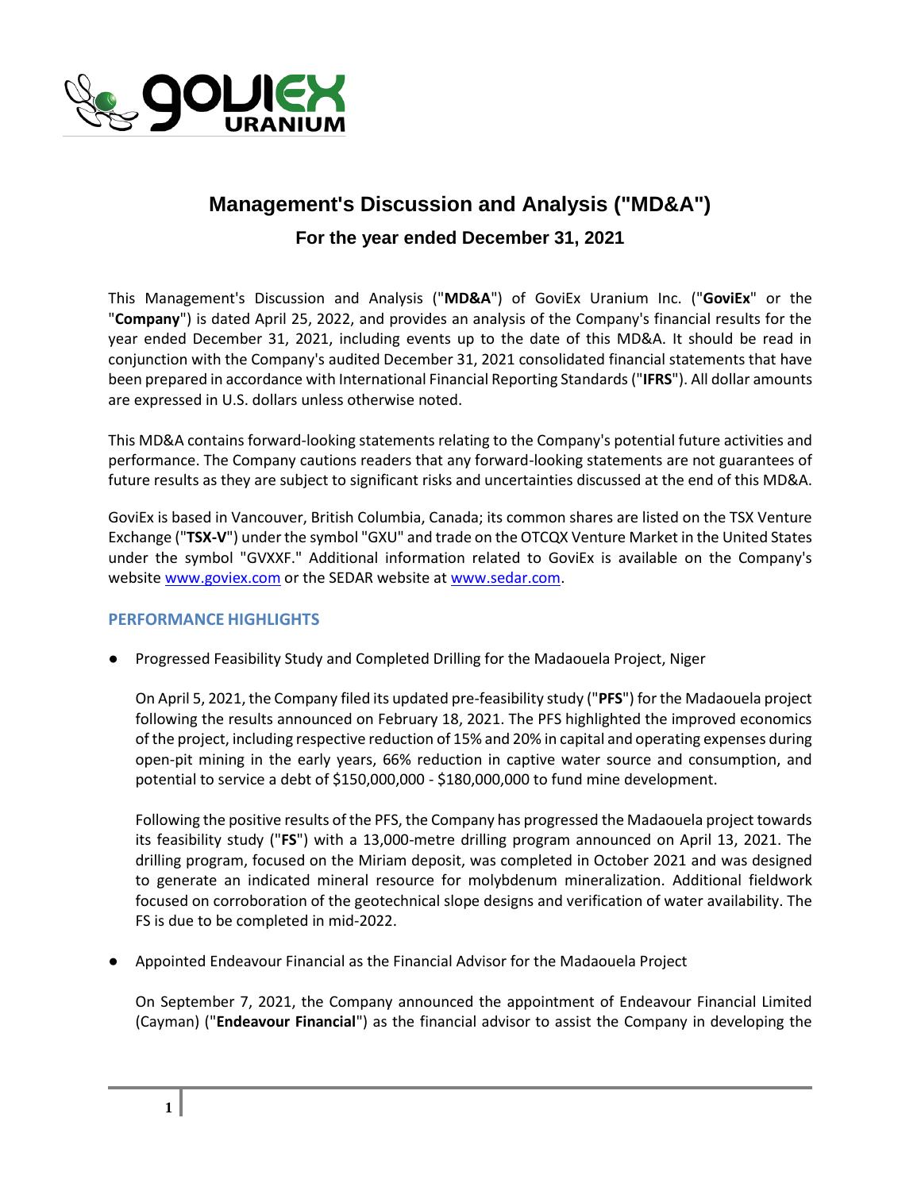# Management's Discussion and Analysis ("MD&A")

## For the year ended December 31, 2021

This Management's Discussion and Analysis ("**MD&A**") of GoviEx Uranium Inc. ("**GoviEx**" or the "**Company**") is dated April 25, 2022, and provides an analysis of the Company's financial results for the year ended December 31, 2021, including events up to the date of this MD&A. It should be read in conjunction with the Company's audited December 31, 2021 consolidated financial statements that have been prepared in accordance with International Financial Reporting Standards ("**IFRS**"). All dollar amounts are expressed in U.S. dollars unless otherwise noted.

This MD&A contains forward-looking statements relating to the Company's potential future activities and performance. The Company cautions readers that any forward-looking statements are not guarantees of future results as they are subject to significant risks and uncertainties discussed at the end of this MD&A.

GoviEx is based in Vancouver, British Columbia, Canada; its common shares are listed on the TSX Venture Exchange ("**TSX-V**") under the symbol "GXU" and trade on the OTCQX Venture Market in the United States under the symbol "GVXXF." Additional information related to GoviEx is available on the Company's website www.goviex.com or the SEDAR website at www.sedar.com.

### PERFORMANCE HIGHLIGHTS

- Progressed Feasibility Study and Completed Drilling for the Madaouela Project, Niger

  On April 5, 2021, the Company filed its updated pre-feasibility study ("**PFS**") for the Madaouela project following the results announced on February 18, 2021. The PFS highlighted the improved economics of the project, including respective reduction of 15% and 20% in capital and operating expenses during open-pit mining in the early years, 66% reduction in captive water source and consumption, and potential to service a debt of $150,000,000 - $180,000,000 to fund mine development.

  Following the positive results of the PFS, the Company has progressed the Madaouela project towards its feasibility study ("**FS**") with a 13,000-metre drilling program announced on April 13, 2021. The drilling program, focused on the Miriam deposit, was completed in October 2021 and was designed to generate an indicated mineral resource for molybdenum mineralization. Additional fieldwork focused on corroboration of the geotechnical slope designs and verification of water availability. The FS is due to be completed in mid-2022.

- Appointed Endeavour Financial as the Financial Advisor for the Madaouela Project

  On September 7, 2021, the Company announced the appointment of Endeavour Financial Limited (Cayman) ("**Endeavour Financial**") as the financial advisor to assist the Company in developing the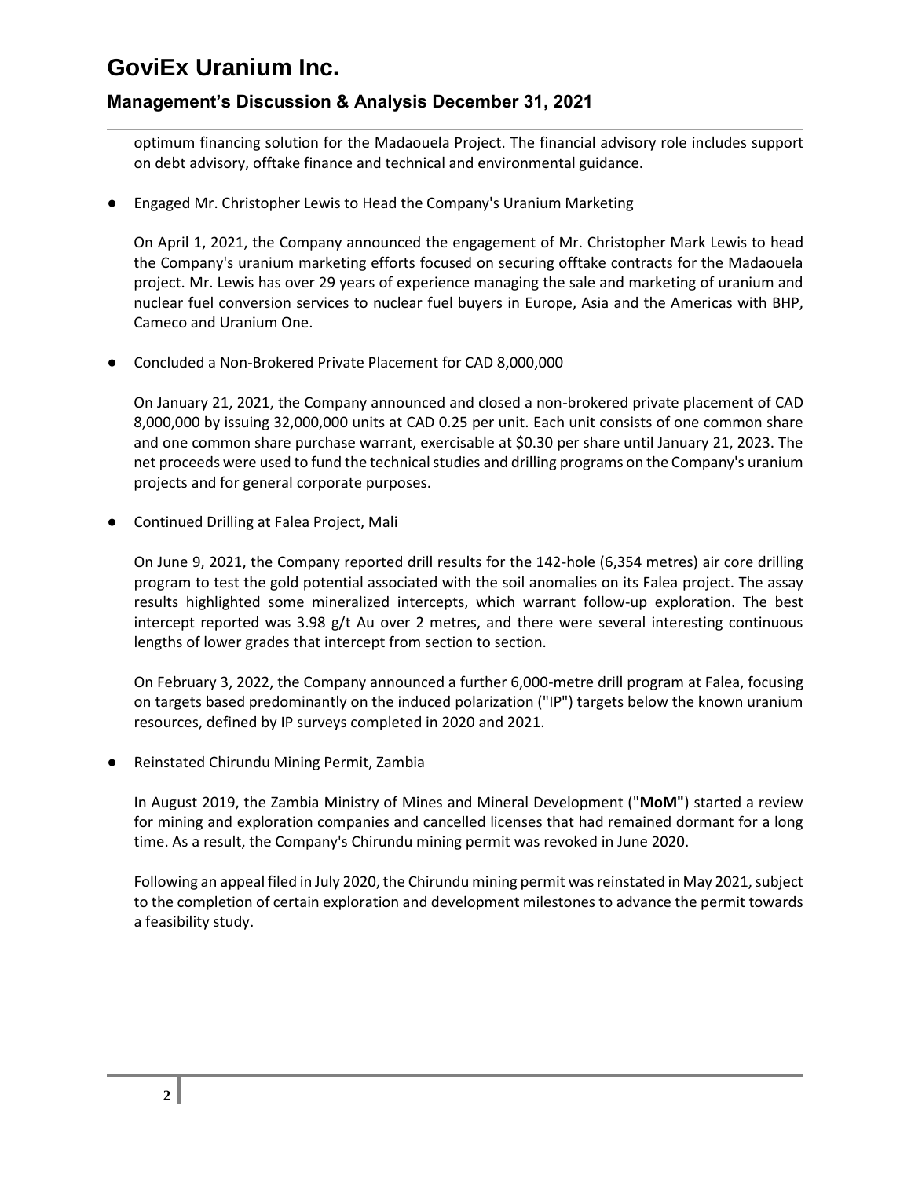optimum financing solution for the Madaouela Project. The financial advisory role includes support on debt advisory, offtake finance and technical and environmental guidance.

- Engaged Mr. Christopher Lewis to Head the Company's Uranium Marketing

  On April 1, 2021, the Company announced the engagement of Mr. Christopher Mark Lewis to head the Company's uranium marketing efforts focused on securing offtake contracts for the Madaouela project. Mr. Lewis has over 29 years of experience managing the sale and marketing of uranium and nuclear fuel conversion services to nuclear fuel buyers in Europe, Asia and the Americas with BHP, Cameco and Uranium One.

- Concluded a Non-Brokered Private Placement for CAD 8,000,000

  On January 21, 2021, the Company announced and closed a non-brokered private placement of CAD 8,000,000 by issuing 32,000,000 units at CAD 0.25 per unit. Each unit consists of one common share and one common share purchase warrant, exercisable at $0.30 per share until January 21, 2023. The net proceeds were used to fund the technical studies and drilling programs on the Company's uranium projects and for general corporate purposes.

- Continued Drilling at Falea Project, Mali

  On June 9, 2021, the Company reported drill results for the 142-hole (6,354 metres) air core drilling program to test the gold potential associated with the soil anomalies on its Falea project. The assay results highlighted some mineralized intercepts, which warrant follow-up exploration. The best intercept reported was 3.98 g/t Au over 2 metres, and there were several interesting continuous lengths of lower grades that intercept from section to section.

  On February 3, 2022, the Company announced a further 6,000-metre drill program at Falea, focusing on targets based predominantly on the induced polarization ("IP") targets below the known uranium resources, defined by IP surveys completed in 2020 and 2021.

- Reinstated Chirundu Mining Permit, Zambia

  In August 2019, the Zambia Ministry of Mines and Mineral Development ("**MoM"**) started a review for mining and exploration companies and cancelled licenses that had remained dormant for a long time. As a result, the Company's Chirundu mining permit was revoked in June 2020.

  Following an appeal filed in July 2020, the Chirundu mining permit was reinstated in May 2021, subject to the completion of certain exploration and development milestones to advance the permit towards a feasibility study.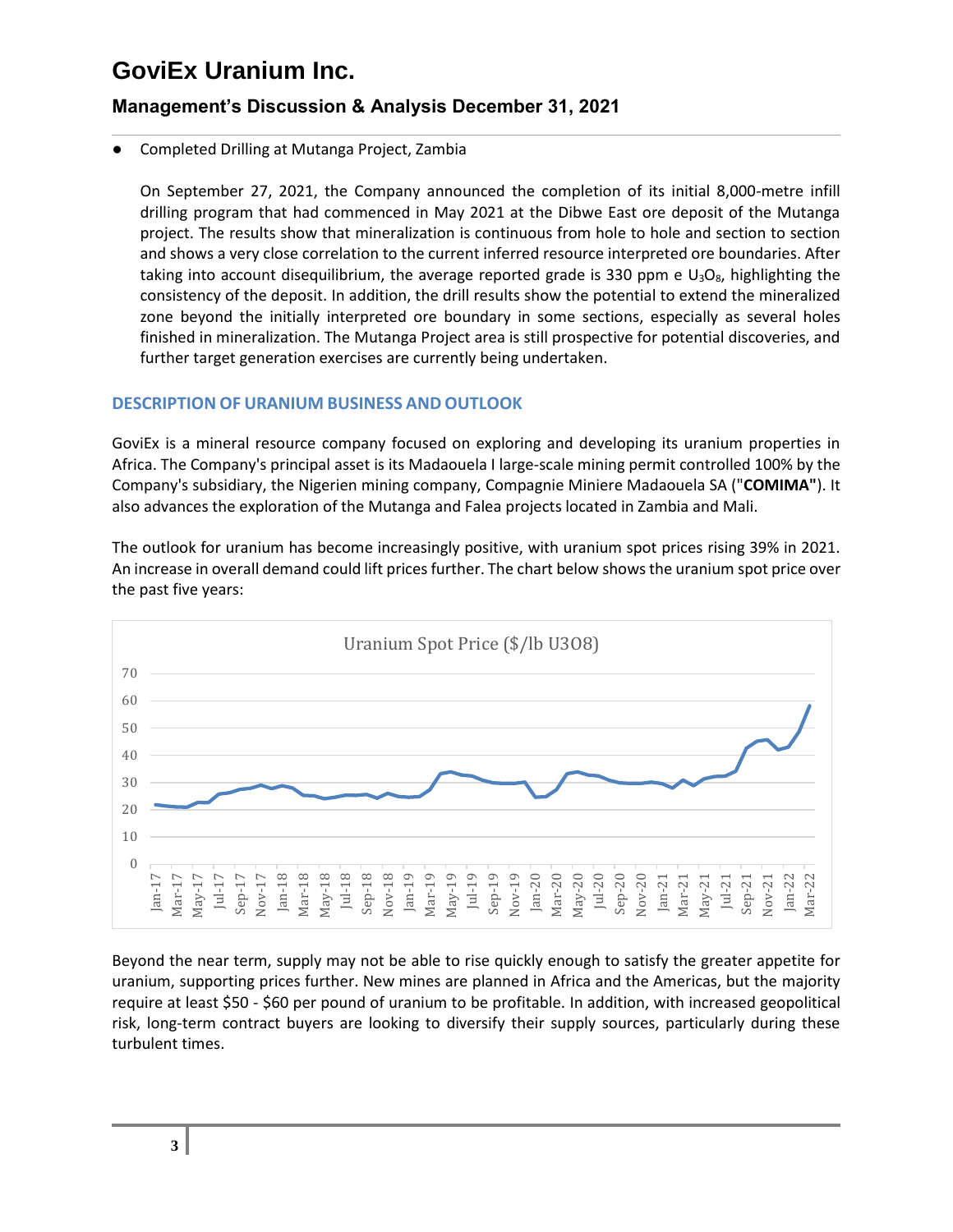- Completed Drilling at Mutanga Project, Zambia

  On September 27, 2021, the Company announced the completion of its initial 8,000-metre infill drilling program that had commenced in May 2021 at the Dibwe East ore deposit of the Mutanga project. The results show that mineralization is continuous from hole to hole and section to section and shows a very close correlation to the current inferred resource interpreted ore boundaries. After taking into account disequilibrium, the average reported grade is 330 ppm e $U_3O_8$, highlighting the consistency of the deposit. In addition, the drill results show the potential to extend the mineralized zone beyond the initially interpreted ore boundary in some sections, especially as several holes finished in mineralization. The Mutanga Project area is still prospective for potential discoveries, and further target generation exercises are currently being undertaken.

## DESCRIPTION OF URANIUM BUSINESS AND OUTLOOK

GoviEx is a mineral resource company focused on exploring and developing its uranium properties in Africa. The Company's principal asset is its Madaouela I large-scale mining permit controlled 100% by the Company's subsidiary, the Nigerien mining company, Compagnie Miniere Madaouela SA ("**COMIMA"**). It also advances the exploration of the Mutanga and Falea projects located in Zambia and Mali.

The outlook for uranium has become increasingly positive, with uranium spot prices rising 39% in 2021. An increase in overall demand could lift prices further. The chart below shows the uranium spot price over the past five years:

Uranium Spot Price ($/lb U3O8)

Beyond the near term, supply may not be able to rise quickly enough to satisfy the greater appetite for uranium, supporting prices further. New mines are planned in Africa and the Americas, but the majority require at least $50 - $60 per pound of uranium to be profitable. In addition, with increased geopolitical risk, long-term contract buyers are looking to diversify their supply sources, particularly during these turbulent times.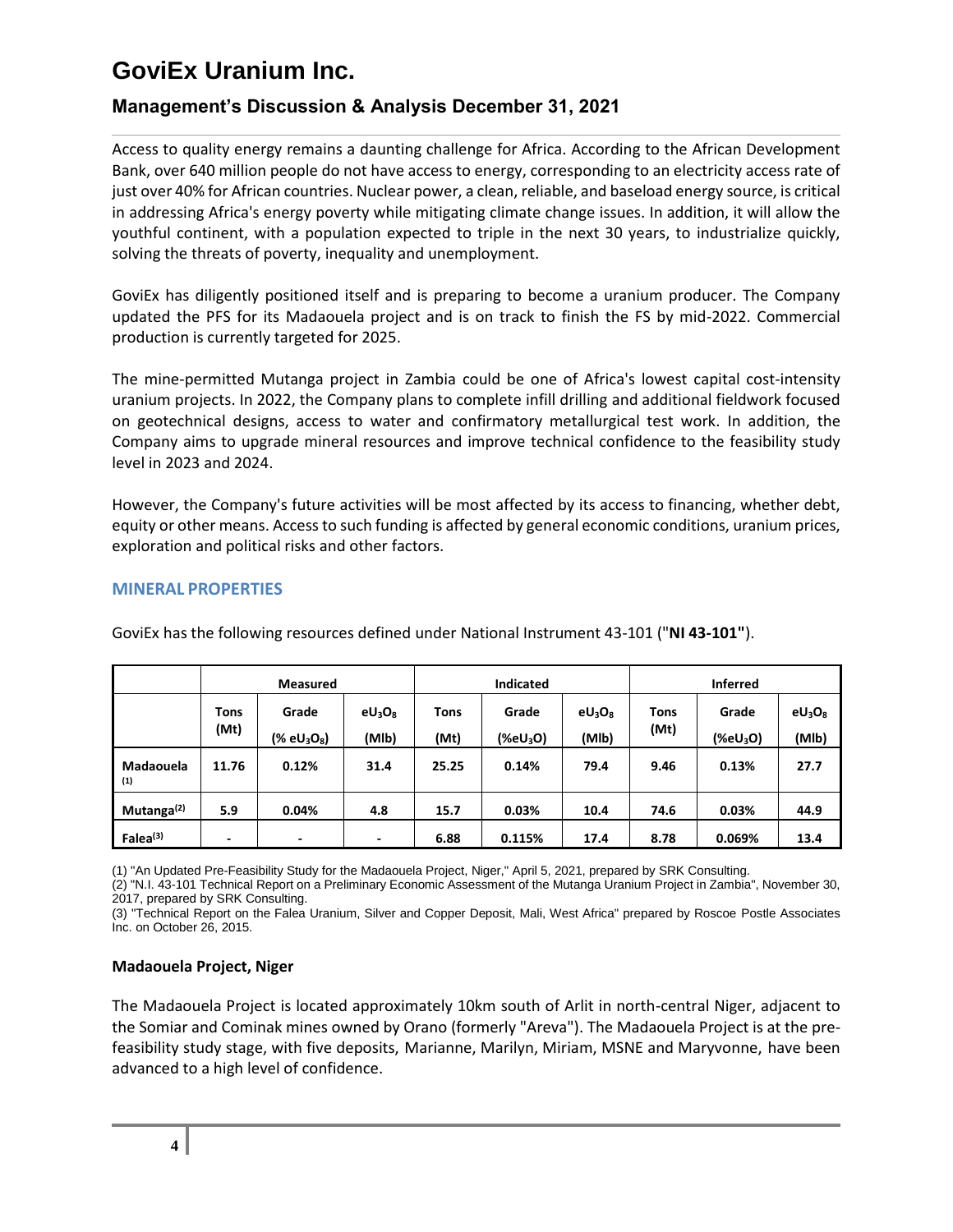Access to quality energy remains a daunting challenge for Africa. According to the African Development Bank, over 640 million people do not have access to energy, corresponding to an electricity access rate of just over 40% for African countries. Nuclear power, a clean, reliable, and baseload energy source, is critical in addressing Africa's energy poverty while mitigating climate change issues. In addition, it will allow the youthful continent, with a population expected to triple in the next 30 years, to industrialize quickly, solving the threats of poverty, inequality and unemployment.

GoviEx has diligently positioned itself and is preparing to become a uranium producer. The Company updated the PFS for its Madaouela project and is on track to finish the FS by mid-2022. Commercial production is currently targeted for 2025.

The mine-permitted Mutanga project in Zambia could be one of Africa's lowest capital cost-intensity uranium projects. In 2022, the Company plans to complete infill drilling and additional fieldwork focused on geotechnical designs, access to water and confirmatory metallurgical test work. In addition, the Company aims to upgrade mineral resources and improve technical confidence to the feasibility study level in 2023 and 2024.

However, the Company's future activities will be most affected by its access to financing, whether debt, equity or other means. Access to such funding is affected by general economic conditions, uranium prices, exploration and political risks and other factors.

## MINERAL PROPERTIES

GoviEx has the following resources defined under National Instrument 43-101 ("**NI 43-101"**).

| | Measured | | | Indicated | | | Inferred | | |
|---|---|---|---|---|---|---|---|---|---|
| | Tons (Mt) | Grade (% $eU_3O_8$) | $eU_3O_8$ (Mlb) | Tons (Mt) | Grade (% $eU_3O$) | $eU_3O_8$ (Mlb) | Tons (Mt) | Grade (% $eU_3O$) | $eU_3O_8$ (Mlb) |
| **Madaouela** (1) | **11.76** | **0.12%** | **31.4** | **25.25** | **0.14%** | **79.4** | **9.46** | **0.13%** | **27.7** |
| **Mutanga**(2) | **5.9** | **0.04%** | **4.8** | **15.7** | **0.03%** | **10.4** | **74.6** | **0.03%** | **44.9** |
| **Falea**(3) | **-** | **-** | **-** | **6.88** | **0.115%** | **17.4** | **8.78** | **0.069%** | **13.4** |

(1) "An Updated Pre-Feasibility Study for the Madaouela Project, Niger," April 5, 2021, prepared by SRK Consulting.
(2) "N.I. 43-101 Technical Report on a Preliminary Economic Assessment of the Mutanga Uranium Project in Zambia", November 30, 2017, prepared by SRK Consulting.
(3) "Technical Report on the Falea Uranium, Silver and Copper Deposit, Mali, West Africa" prepared by Roscoe Postle Associates Inc. on October 26, 2015.

### Madaouela Project, Niger

The Madaouela Project is located approximately 10km south of Arlit in north-central Niger, adjacent to the Somiar and Cominak mines owned by Orano (formerly "Areva"). The Madaouela Project is at the pre-feasibility study stage, with five deposits, Marianne, Marilyn, Miriam, MSNE and Maryvonne, have been advanced to a high level of confidence.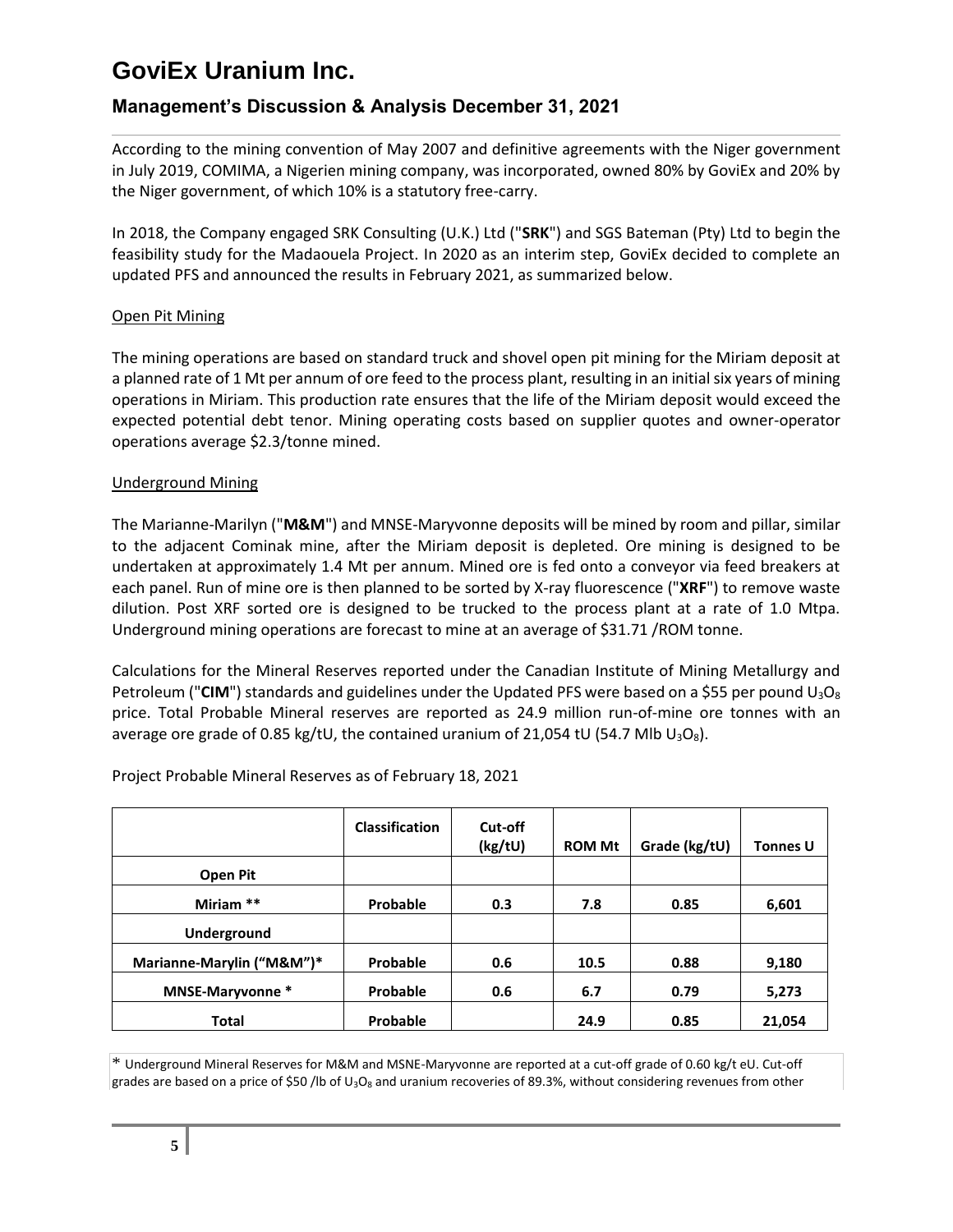According to the mining convention of May 2007 and definitive agreements with the Niger government in July 2019, COMIMA, a Nigerien mining company, was incorporated, owned 80% by GoviEx and 20% by the Niger government, of which 10% is a statutory free-carry.

In 2018, the Company engaged SRK Consulting (U.K.) Ltd ("**SRK**") and SGS Bateman (Pty) Ltd to begin the feasibility study for the Madaouela Project. In 2020 as an interim step, GoviEx decided to complete an updated PFS and announced the results in February 2021, as summarized below.

Open Pit Mining

The mining operations are based on standard truck and shovel open pit mining for the Miriam deposit at a planned rate of 1 Mt per annum of ore feed to the process plant, resulting in an initial six years of mining operations in Miriam. This production rate ensures that the life of the Miriam deposit would exceed the expected potential debt tenor. Mining operating costs based on supplier quotes and owner-operator operations average $2.3/tonne mined.

Underground Mining

The Marianne-Marilyn ("**M&M**") and MNSE-Maryvonne deposits will be mined by room and pillar, similar to the adjacent Cominak mine, after the Miriam deposit is depleted. Ore mining is designed to be undertaken at approximately 1.4 Mt per annum. Mined ore is fed onto a conveyor via feed breakers at each panel. Run of mine ore is then planned to be sorted by X-ray fluorescence ("**XRF**") to remove waste dilution. Post XRF sorted ore is designed to be trucked to the process plant at a rate of 1.0 Mtpa. Underground mining operations are forecast to mine at an average of $31.71 /ROM tonne.

Calculations for the Mineral Reserves reported under the Canadian Institute of Mining Metallurgy and Petroleum ("**CIM**") standards and guidelines under the Updated PFS were based on a $55 per pound $U_3O_8$ price. Total Probable Mineral reserves are reported as 24.9 million run-of-mine ore tonnes with an average ore grade of 0.85 kg/tU, the contained uranium of 21,054 tU (54.7 Mlb $U_3O_8$).

Project Probable Mineral Reserves as of February 18, 2021

| | Classification | Cut-off (kg/tU) | ROM Mt | Grade (kg/tU) | Tonnes U |
|---|---|---|---|---|---|
| **Open Pit** | | | | | |
| **Miriam** ** | **Probable** | **0.3** | **7.8** | **0.85** | **6,601** |
| **Underground** | | | | | |
| **Marianne-Marylin ("M&M")*** | **Probable** | **0.6** | **10.5** | **0.88** | **9,180** |
| **MNSE-Maryvonne** * | **Probable** | **0.6** | **6.7** | **0.79** | **5,273** |
| **Total** | **Probable** | | **24.9** | **0.85** | **21,054** |

* Underground Mineral Reserves for M&M and MSNE-Maryvonne are reported at a cut-off grade of 0.60 kg/t eU. Cut-off grades are based on a price of $50 /lb of $U_3O_8$ and uranium recoveries of 89.3%, without considering revenues from other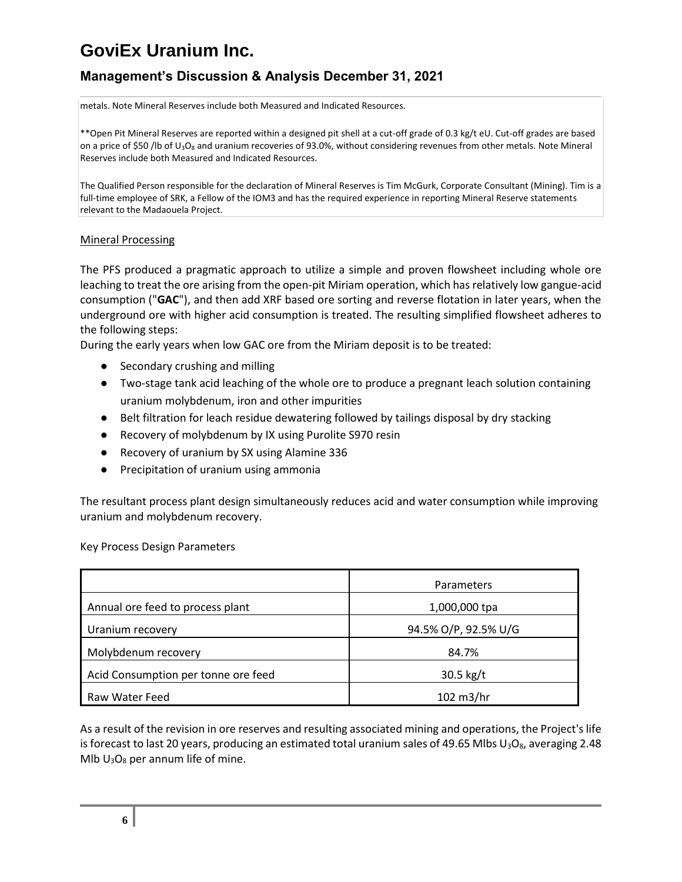metals. Note Mineral Reserves include both Measured and Indicated Resources.

**Open Pit Mineral Reserves are reported within a designed pit shell at a cut-off grade of 0.3 kg/t eU. Cut-off grades are based on a price of $50 /lb of $U_3O_8$ and uranium recoveries of 93.0%, without considering revenues from other metals. Note Mineral Reserves include both Measured and Indicated Resources.

The Qualified Person responsible for the declaration of Mineral Reserves is Tim McGurk, Corporate Consultant (Mining). Tim is a full-time employee of SRK, a Fellow of the IOM3 and has the required experience in reporting Mineral Reserve statements relevant to the Madaouela Project.

Mineral Processing

The PFS produced a pragmatic approach to utilize a simple and proven flowsheet including whole ore leaching to treat the ore arising from the open-pit Miriam operation, which has relatively low gangue-acid consumption ("**GAC**"), and then add XRF based ore sorting and reverse flotation in later years, when the underground ore with higher acid consumption is treated. The resulting simplified flowsheet adheres to the following steps:

During the early years when low GAC ore from the Miriam deposit is to be treated:

- Secondary crushing and milling
- Two-stage tank acid leaching of the whole ore to produce a pregnant leach solution containing uranium molybdenum, iron and other impurities
- Belt filtration for leach residue dewatering followed by tailings disposal by dry stacking
- Recovery of molybdenum by IX using Purolite S970 resin
- Recovery of uranium by SX using Alamine 336
- Precipitation of uranium using ammonia

The resultant process plant design simultaneously reduces acid and water consumption while improving uranium and molybdenum recovery.

Key Process Design Parameters

| | Parameters |
|---|---|
| Annual ore feed to process plant | 1,000,000 tpa |
| Uranium recovery | 94.5% O/P, 92.5% U/G |
| Molybdenum recovery | 84.7% |
| Acid Consumption per tonne ore feed | 30.5 kg/t |
| Raw Water Feed | 102 m3/hr |

As a result of the revision in ore reserves and resulting associated mining and operations, the Project's life is forecast to last 20 years, producing an estimated total uranium sales of 49.65 Mlbs $U_3O_8$, averaging 2.48 Mlb $U_3O_8$ per annum life of mine.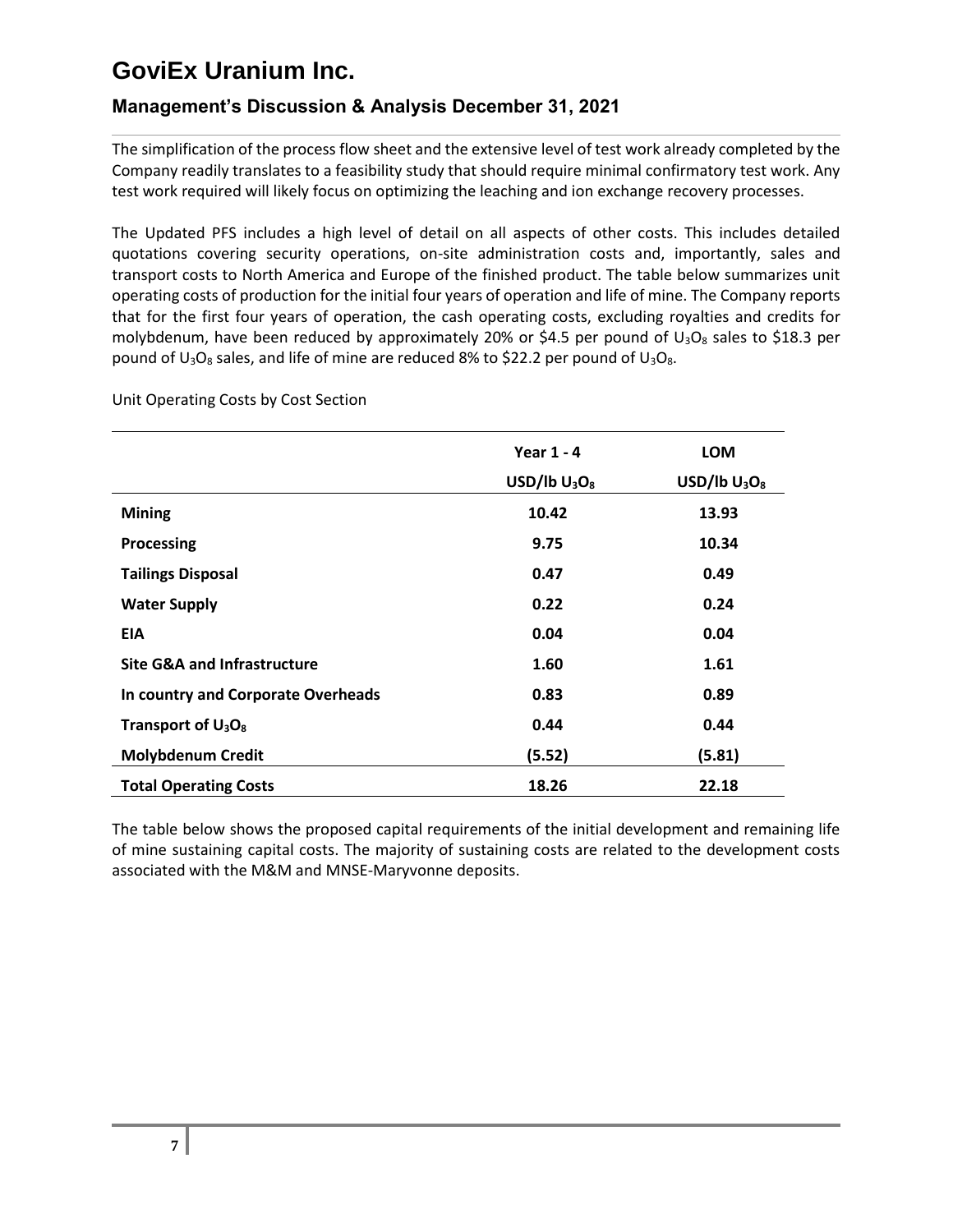The simplification of the process flow sheet and the extensive level of test work already completed by the Company readily translates to a feasibility study that should require minimal confirmatory test work. Any test work required will likely focus on optimizing the leaching and ion exchange recovery processes.

The Updated PFS includes a high level of detail on all aspects of other costs. This includes detailed quotations covering security operations, on-site administration costs and, importantly, sales and transport costs to North America and Europe of the finished product. The table below summarizes unit operating costs of production for the initial four years of operation and life of mine. The Company reports that for the first four years of operation, the cash operating costs, excluding royalties and credits for molybdenum, have been reduced by approximately 20% or \$4.5 per pound of $U_3O_8$ sales to \$18.3 per pound of $U_3O_8$ sales, and life of mine are reduced 8% to \$22.2 per pound of $U_3O_8$.

Unit Operating Costs by Cost Section

| | **Year 1 - 4** | **LOM** |
|---|---|---|
| | **USD/lb $U_3O_8$** | **USD/lb $U_3O_8$** |
| **Mining** | **10.42** | **13.93** |
| **Processing** | **9.75** | **10.34** |
| **Tailings Disposal** | **0.47** | **0.49** |
| **Water Supply** | **0.22** | **0.24** |
| **EIA** | **0.04** | **0.04** |
| **Site G&A and Infrastructure** | **1.60** | **1.61** |
| **In country and Corporate Overheads** | **0.83** | **0.89** |
| **Transport of $U_3O_8$** | **0.44** | **0.44** |
| **Molybdenum Credit** | **(5.52)** | **(5.81)** |
| **Total Operating Costs** | **18.26** | **22.18** |

The table below shows the proposed capital requirements of the initial development and remaining life of mine sustaining capital costs. The majority of sustaining costs are related to the development costs associated with the M&M and MNSE-Maryvonne deposits.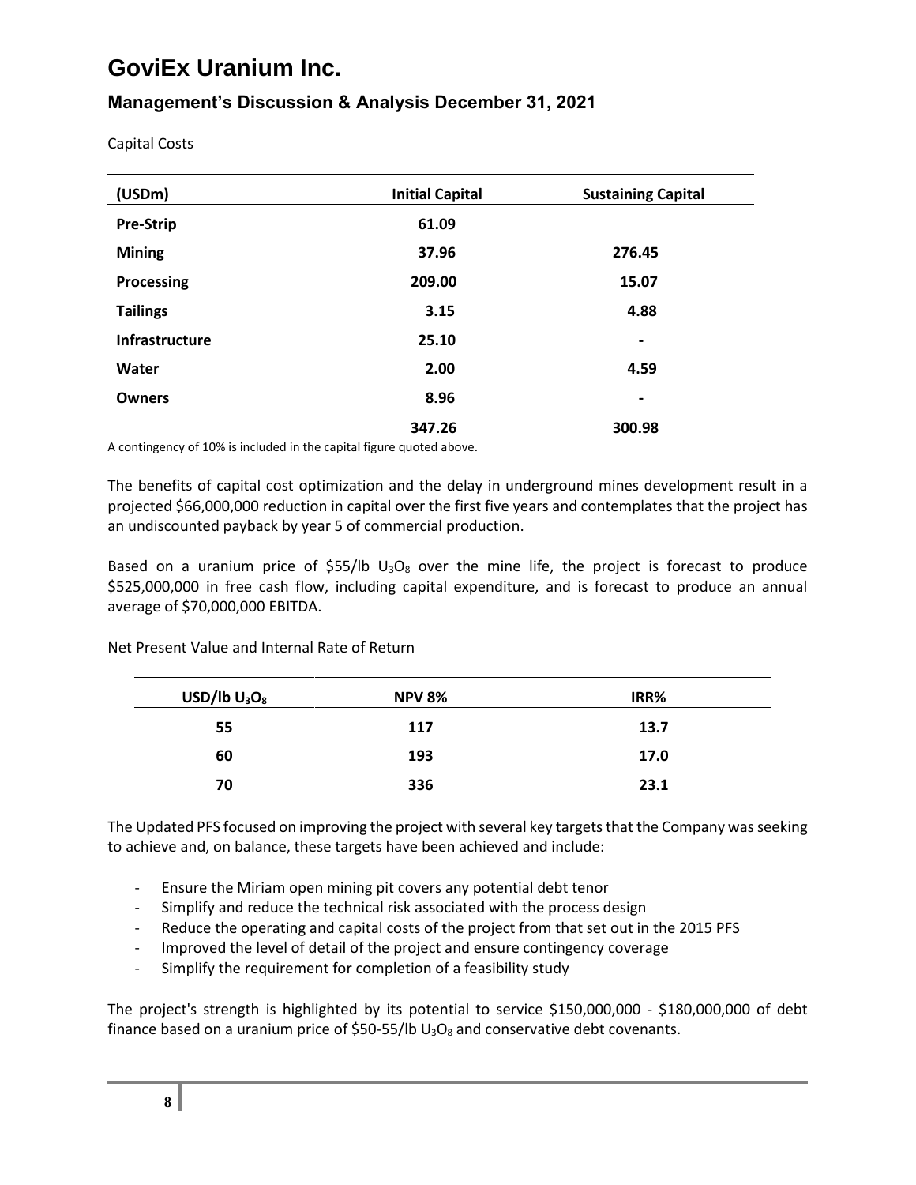Capital Costs

| (USDm) | Initial Capital | Sustaining Capital |
|---|---|---|
| **Pre-Strip** | **61.09** | |
| **Mining** | **37.96** | **276.45** |
| **Processing** | **209.00** | **15.07** |
| **Tailings** | **3.15** | **4.88** |
| **Infrastructure** | **25.10** | **-** |
| **Water** | **2.00** | **4.59** |
| **Owners** | **8.96** | **-** |
| | **347.26** | **300.98** |

A contingency of 10% is included in the capital figure quoted above.

The benefits of capital cost optimization and the delay in underground mines development result in a projected \$66,000,000 reduction in capital over the first five years and contemplates that the project has an undiscounted payback by year 5 of commercial production.

Based on a uranium price of \$55/lb $U_3O_8$ over the mine life, the project is forecast to produce \$525,000,000 in free cash flow, including capital expenditure, and is forecast to produce an annual average of \$70,000,000 EBITDA.

Net Present Value and Internal Rate of Return

| USD/lb $U_3O_8$ | NPV 8% | IRR% |
|---|---|---|
| **55** | **117** | **13.7** |
| **60** | **193** | **17.0** |
| **70** | **336** | **23.1** |

The Updated PFS focused on improving the project with several key targets that the Company was seeking to achieve and, on balance, these targets have been achieved and include:

- Ensure the Miriam open mining pit covers any potential debt tenor
- Simplify and reduce the technical risk associated with the process design
- Reduce the operating and capital costs of the project from that set out in the 2015 PFS
- Improved the level of detail of the project and ensure contingency coverage
- Simplify the requirement for completion of a feasibility study

The project's strength is highlighted by its potential to service \$150,000,000 - \$180,000,000 of debt finance based on a uranium price of \$50-55/lb $U_3O_8$ and conservative debt covenants.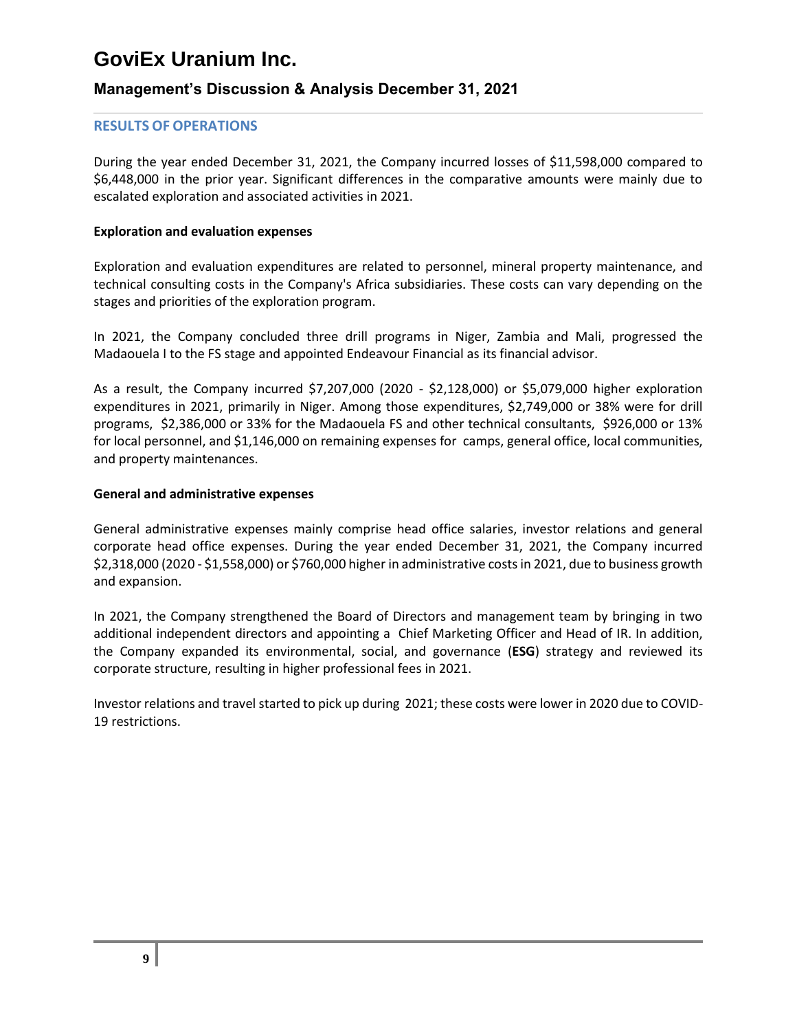## RESULTS OF OPERATIONS

During the year ended December 31, 2021, the Company incurred losses of $11,598,000 compared to $6,448,000 in the prior year. Significant differences in the comparative amounts were mainly due to escalated exploration and associated activities in 2021.

**Exploration and evaluation expenses**

Exploration and evaluation expenditures are related to personnel, mineral property maintenance, and technical consulting costs in the Company's Africa subsidiaries. These costs can vary depending on the stages and priorities of the exploration program.

In 2021, the Company concluded three drill programs in Niger, Zambia and Mali, progressed the Madaouela I to the FS stage and appointed Endeavour Financial as its financial advisor.

As a result, the Company incurred $7,207,000 (2020 - $2,128,000) or $5,079,000 higher exploration expenditures in 2021, primarily in Niger. Among those expenditures, $2,749,000 or 38% were for drill programs, $2,386,000 or 33% for the Madaouela FS and other technical consultants, $926,000 or 13% for local personnel, and $1,146,000 on remaining expenses for camps, general office, local communities, and property maintenances.

**General and administrative expenses**

General administrative expenses mainly comprise head office salaries, investor relations and general corporate head office expenses. During the year ended December 31, 2021, the Company incurred $2,318,000 (2020 - $1,558,000) or $760,000 higher in administrative costs in 2021, due to business growth and expansion.

In 2021, the Company strengthened the Board of Directors and management team by bringing in two additional independent directors and appointing a Chief Marketing Officer and Head of IR. In addition, the Company expanded its environmental, social, and governance (**ESG**) strategy and reviewed its corporate structure, resulting in higher professional fees in 2021.

Investor relations and travel started to pick up during 2021; these costs were lower in 2020 due to COVID-19 restrictions.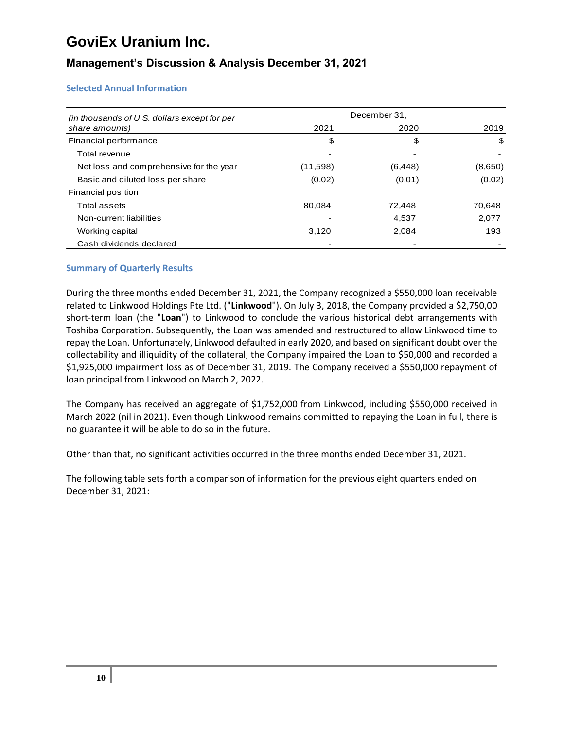### Selected Annual Information

| *(in thousands of U.S. dollars except for per share amounts)* | December 31, | | |
|---|---|---|---|
| | 2021 | 2020 | 2019 |
| Financial performance | $ | $ | $ |
| Total revenue | - | - | - |
| Net loss and comprehensive for the year | (11,598) | (6,448) | (8,650) |
| Basic and diluted loss per share | (0.02) | (0.01) | (0.02) |
| Financial position | | | |
| Total assets | 80,084 | 72,448 | 70,648 |
| Non-current liabilities | - | 4,537 | 2,077 |
| Working capital | 3,120 | 2,084 | 193 |
| Cash dividends declared | - | - | - |

### Summary of Quarterly Results

During the three months ended December 31, 2021, the Company recognized a $550,000 loan receivable related to Linkwood Holdings Pte Ltd. ("**Linkwood**"). On July 3, 2018, the Company provided a $2,750,00 short-term loan (the "**Loan**") to Linkwood to conclude the various historical debt arrangements with Toshiba Corporation. Subsequently, the Loan was amended and restructured to allow Linkwood time to repay the Loan. Unfortunately, Linkwood defaulted in early 2020, and based on significant doubt over the collectability and illiquidity of the collateral, the Company impaired the Loan to $50,000 and recorded a $1,925,000 impairment loss as of December 31, 2019. The Company received a $550,000 repayment of loan principal from Linkwood on March 2, 2022.

The Company has received an aggregate of $1,752,000 from Linkwood, including $550,000 received in March 2022 (nil in 2021). Even though Linkwood remains committed to repaying the Loan in full, there is no guarantee it will be able to do so in the future.

Other than that, no significant activities occurred in the three months ended December 31, 2021.

The following table sets forth a comparison of information for the previous eight quarters ended on December 31, 2021: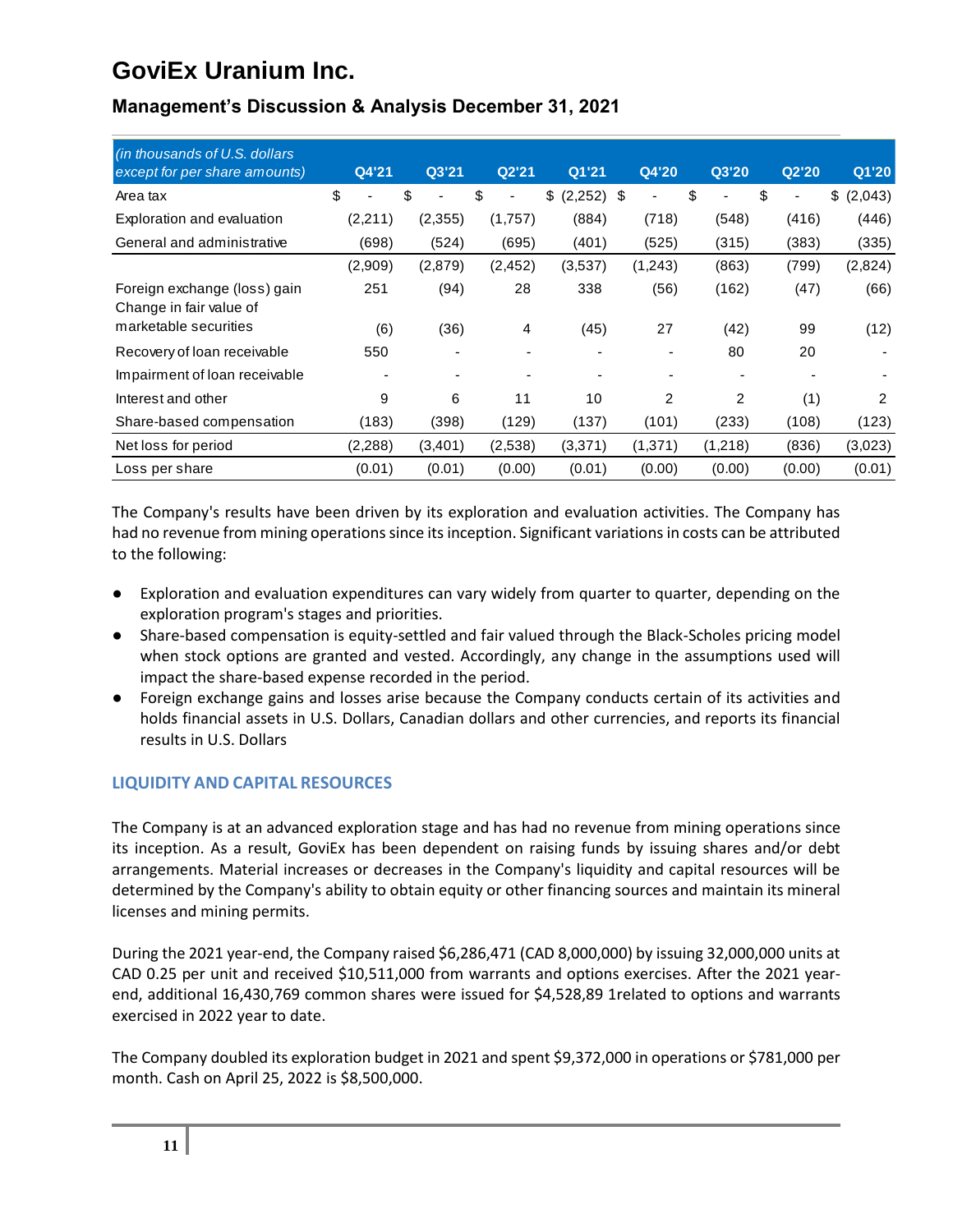# GoviEx Uranium Inc.

## Management's Discussion & Analysis December 31, 2021

| *(in thousands of U.S. dollars except for per share amounts)* | Q4'21 | Q3'21 | Q2'21 | Q1'21 | Q4'20 | Q3'20 | Q2'20 | Q1'20 |
|---|---|---|---|---|---|---|---|---|
| Area tax | $ - | $ - | $ - | $ (2,252) | $ - | $ - | $ - | $ (2,043) |
| Exploration and evaluation | (2,211) | (2,355) | (1,757) | (884) | (718) | (548) | (416) | (446) |
| General and administrative | (698) | (524) | (695) | (401) | (525) | (315) | (383) | (335) |
| | (2,909) | (2,879) | (2,452) | (3,537) | (1,243) | (863) | (799) | (2,824) |
| Foreign exchange (loss) gain | 251 | (94) | 28 | 338 | (56) | (162) | (47) | (66) |
| Change in fair value of marketable securities | (6) | (36) | 4 | (45) | 27 | (42) | 99 | (12) |
| Recovery of loan receivable | 550 | - | - | - | - | 80 | 20 | - |
| Impairment of loan receivable | - | - | - | - | - | - | - | - |
| Interest and other | 9 | 6 | 11 | 10 | 2 | 2 | (1) | 2 |
| Share-based compensation | (183) | (398) | (129) | (137) | (101) | (233) | (108) | (123) |
| Net loss for period | (2,288) | (3,401) | (2,538) | (3,371) | (1,371) | (1,218) | (836) | (3,023) |
| Loss per share | (0.01) | (0.01) | (0.00) | (0.01) | (0.00) | (0.00) | (0.00) | (0.01) |

The Company's results have been driven by its exploration and evaluation activities. The Company has had no revenue from mining operations since its inception. Significant variations in costs can be attributed to the following:

- Exploration and evaluation expenditures can vary widely from quarter to quarter, depending on the exploration program's stages and priorities.
- Share-based compensation is equity-settled and fair valued through the Black-Scholes pricing model when stock options are granted and vested. Accordingly, any change in the assumptions used will impact the share-based expense recorded in the period.
- Foreign exchange gains and losses arise because the Company conducts certain of its activities and holds financial assets in U.S. Dollars, Canadian dollars and other currencies, and reports its financial results in U.S. Dollars

### LIQUIDITY AND CAPITAL RESOURCES

The Company is at an advanced exploration stage and has had no revenue from mining operations since its inception. As a result, GoviEx has been dependent on raising funds by issuing shares and/or debt arrangements. Material increases or decreases in the Company's liquidity and capital resources will be determined by the Company's ability to obtain equity or other financing sources and maintain its mineral licenses and mining permits.

During the 2021 year-end, the Company raised $6,286,471 (CAD 8,000,000) by issuing 32,000,000 units at CAD 0.25 per unit and received $10,511,000 from warrants and options exercises. After the 2021 year-end, additional 16,430,769 common shares were issued for $4,528,89 1related to options and warrants exercised in 2022 year to date.

The Company doubled its exploration budget in 2021 and spent $9,372,000 in operations or $781,000 per month. Cash on April 25, 2022 is $8,500,000.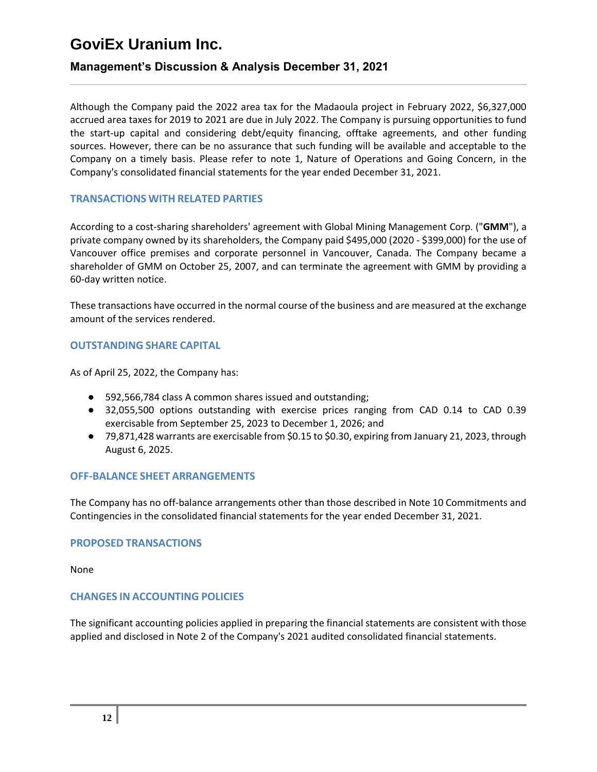Although the Company paid the 2022 area tax for the Madaoula project in February 2022, $6,327,000 accrued area taxes for 2019 to 2021 are due in July 2022. The Company is pursuing opportunities to fund the start-up capital and considering debt/equity financing, offtake agreements, and other funding sources. However, there can be no assurance that such funding will be available and acceptable to the Company on a timely basis. Please refer to note 1, Nature of Operations and Going Concern, in the Company's consolidated financial statements for the year ended December 31, 2021.

## TRANSACTIONS WITH RELATED PARTIES

According to a cost-sharing shareholders' agreement with Global Mining Management Corp. ("**GMM**"), a private company owned by its shareholders, the Company paid $495,000 (2020 - $399,000) for the use of Vancouver office premises and corporate personnel in Vancouver, Canada. The Company became a shareholder of GMM on October 25, 2007, and can terminate the agreement with GMM by providing a 60-day written notice.

These transactions have occurred in the normal course of the business and are measured at the exchange amount of the services rendered.

## OUTSTANDING SHARE CAPITAL

As of April 25, 2022, the Company has:

- 592,566,784 class A common shares issued and outstanding;
- 32,055,500 options outstanding with exercise prices ranging from CAD 0.14 to CAD 0.39 exercisable from September 25, 2023 to December 1, 2026; and
- 79,871,428 warrants are exercisable from $0.15 to $0.30, expiring from January 21, 2023, through August 6, 2025.

## OFF-BALANCE SHEET ARRANGEMENTS

The Company has no off-balance arrangements other than those described in Note 10 Commitments and Contingencies in the consolidated financial statements for the year ended December 31, 2021.

## PROPOSED TRANSACTIONS

None

## CHANGES IN ACCOUNTING POLICIES

The significant accounting policies applied in preparing the financial statements are consistent with those applied and disclosed in Note 2 of the Company's 2021 audited consolidated financial statements.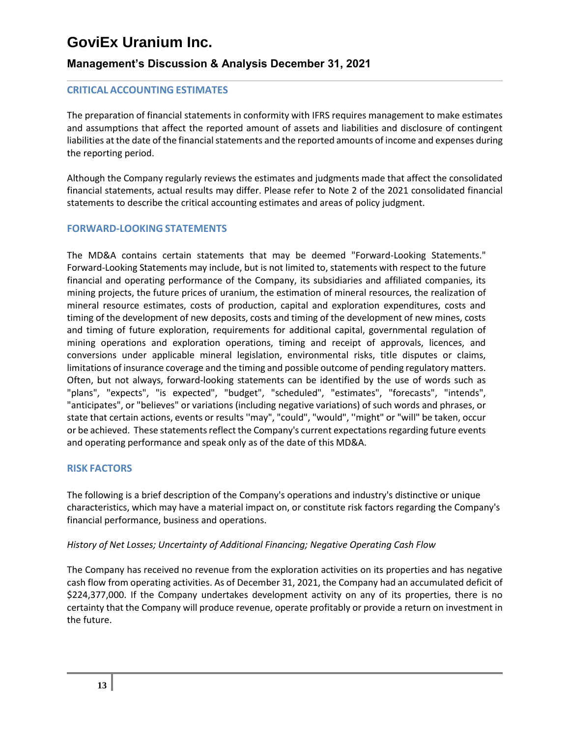## CRITICAL ACCOUNTING ESTIMATES

The preparation of financial statements in conformity with IFRS requires management to make estimates and assumptions that affect the reported amount of assets and liabilities and disclosure of contingent liabilities at the date of the financial statements and the reported amounts of income and expenses during the reporting period.

Although the Company regularly reviews the estimates and judgments made that affect the consolidated financial statements, actual results may differ. Please refer to Note 2 of the 2021 consolidated financial statements to describe the critical accounting estimates and areas of policy judgment.

## FORWARD-LOOKING STATEMENTS

The MD&A contains certain statements that may be deemed "Forward-Looking Statements." Forward-Looking Statements may include, but is not limited to, statements with respect to the future financial and operating performance of the Company, its subsidiaries and affiliated companies, its mining projects, the future prices of uranium, the estimation of mineral resources, the realization of mineral resource estimates, costs of production, capital and exploration expenditures, costs and timing of the development of new deposits, costs and timing of the development of new mines, costs and timing of future exploration, requirements for additional capital, governmental regulation of mining operations and exploration operations, timing and receipt of approvals, licences, and conversions under applicable mineral legislation, environmental risks, title disputes or claims, limitations of insurance coverage and the timing and possible outcome of pending regulatory matters. Often, but not always, forward-looking statements can be identified by the use of words such as "plans", "expects", "is expected", "budget", "scheduled", "estimates", "forecasts", "intends", "anticipates", or "believes" or variations (including negative variations) of such words and phrases, or state that certain actions, events or results ''may", "could", "would", ''might" or "will" be taken, occur or be achieved. These statements reflect the Company's current expectations regarding future events and operating performance and speak only as of the date of this MD&A.

## RISK FACTORS

The following is a brief description of the Company's operations and industry's distinctive or unique characteristics, which may have a material impact on, or constitute risk factors regarding the Company's financial performance, business and operations.

*History of Net Losses; Uncertainty of Additional Financing; Negative Operating Cash Flow*

The Company has received no revenue from the exploration activities on its properties and has negative cash flow from operating activities. As of December 31, 2021, the Company had an accumulated deficit of $224,377,000. If the Company undertakes development activity on any of its properties, there is no certainty that the Company will produce revenue, operate profitably or provide a return on investment in the future.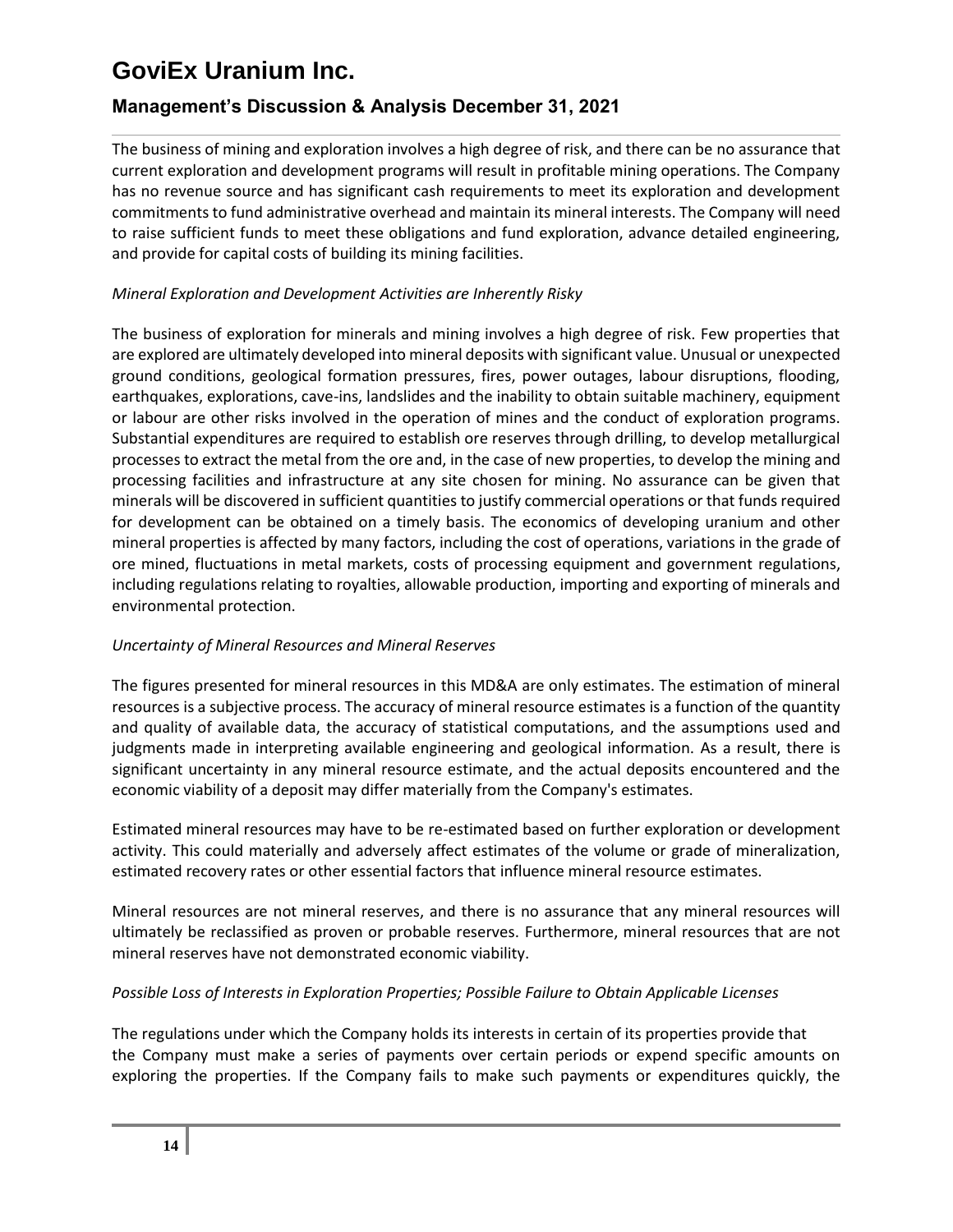The business of mining and exploration involves a high degree of risk, and there can be no assurance that current exploration and development programs will result in profitable mining operations. The Company has no revenue source and has significant cash requirements to meet its exploration and development commitments to fund administrative overhead and maintain its mineral interests. The Company will need to raise sufficient funds to meet these obligations and fund exploration, advance detailed engineering, and provide for capital costs of building its mining facilities.

*Mineral Exploration and Development Activities are Inherently Risky*

The business of exploration for minerals and mining involves a high degree of risk. Few properties that are explored are ultimately developed into mineral deposits with significant value. Unusual or unexpected ground conditions, geological formation pressures, fires, power outages, labour disruptions, flooding, earthquakes, explorations, cave-ins, landslides and the inability to obtain suitable machinery, equipment or labour are other risks involved in the operation of mines and the conduct of exploration programs. Substantial expenditures are required to establish ore reserves through drilling, to develop metallurgical processes to extract the metal from the ore and, in the case of new properties, to develop the mining and processing facilities and infrastructure at any site chosen for mining. No assurance can be given that minerals will be discovered in sufficient quantities to justify commercial operations or that funds required for development can be obtained on a timely basis. The economics of developing uranium and other mineral properties is affected by many factors, including the cost of operations, variations in the grade of ore mined, fluctuations in metal markets, costs of processing equipment and government regulations, including regulations relating to royalties, allowable production, importing and exporting of minerals and environmental protection.

*Uncertainty of Mineral Resources and Mineral Reserves*

The figures presented for mineral resources in this MD&A are only estimates. The estimation of mineral resources is a subjective process. The accuracy of mineral resource estimates is a function of the quantity and quality of available data, the accuracy of statistical computations, and the assumptions used and judgments made in interpreting available engineering and geological information. As a result, there is significant uncertainty in any mineral resource estimate, and the actual deposits encountered and the economic viability of a deposit may differ materially from the Company's estimates.

Estimated mineral resources may have to be re-estimated based on further exploration or development activity. This could materially and adversely affect estimates of the volume or grade of mineralization, estimated recovery rates or other essential factors that influence mineral resource estimates.

Mineral resources are not mineral reserves, and there is no assurance that any mineral resources will ultimately be reclassified as proven or probable reserves. Furthermore, mineral resources that are not mineral reserves have not demonstrated economic viability.

*Possible Loss of Interests in Exploration Properties; Possible Failure to Obtain Applicable Licenses*

The regulations under which the Company holds its interests in certain of its properties provide that the Company must make a series of payments over certain periods or expend specific amounts on exploring the properties. If the Company fails to make such payments or expenditures quickly, the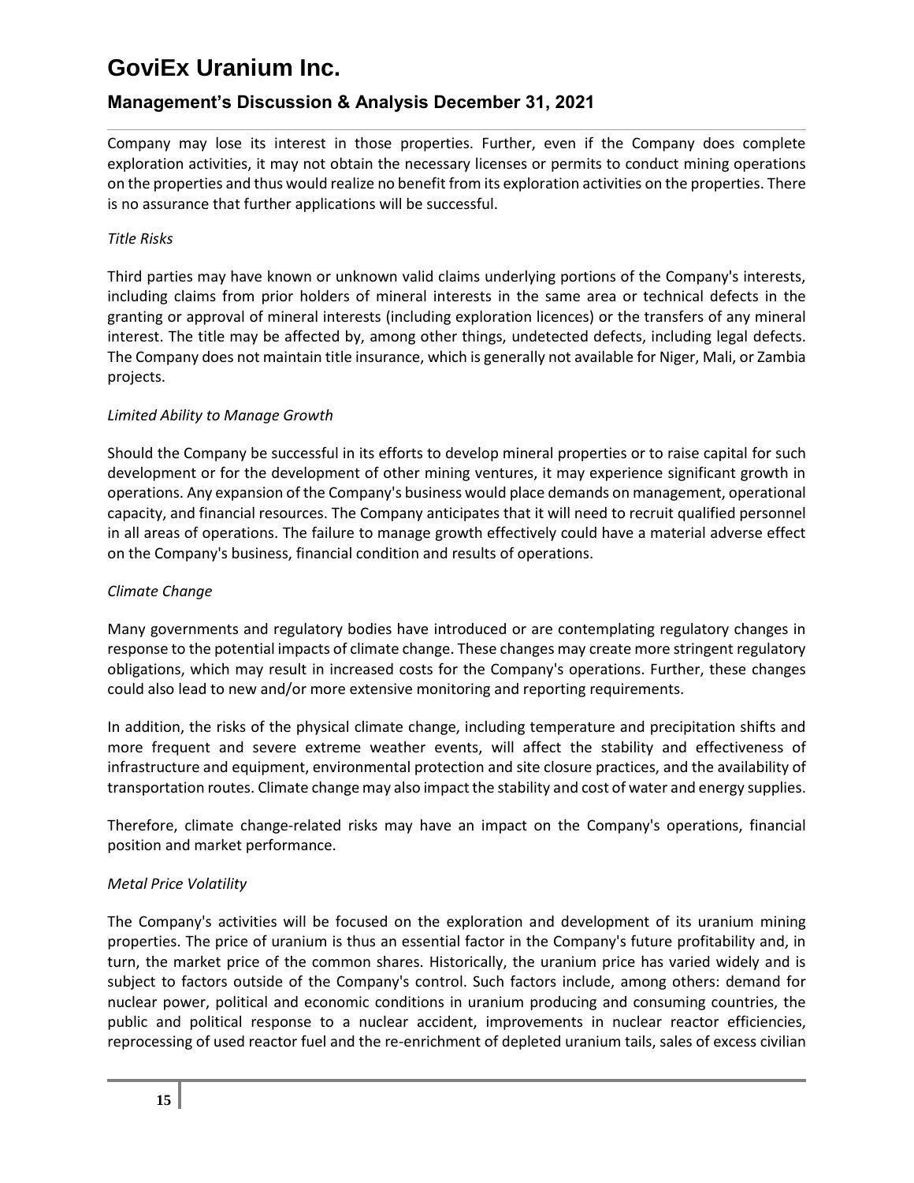Company may lose its interest in those properties. Further, even if the Company does complete exploration activities, it may not obtain the necessary licenses or permits to conduct mining operations on the properties and thus would realize no benefit from its exploration activities on the properties. There is no assurance that further applications will be successful.

*Title Risks*

Third parties may have known or unknown valid claims underlying portions of the Company's interests, including claims from prior holders of mineral interests in the same area or technical defects in the granting or approval of mineral interests (including exploration licences) or the transfers of any mineral interest. The title may be affected by, among other things, undetected defects, including legal defects. The Company does not maintain title insurance, which is generally not available for Niger, Mali, or Zambia projects.

*Limited Ability to Manage Growth*

Should the Company be successful in its efforts to develop mineral properties or to raise capital for such development or for the development of other mining ventures, it may experience significant growth in operations. Any expansion of the Company's business would place demands on management, operational capacity, and financial resources. The Company anticipates that it will need to recruit qualified personnel in all areas of operations. The failure to manage growth effectively could have a material adverse effect on the Company's business, financial condition and results of operations.

*Climate Change*

Many governments and regulatory bodies have introduced or are contemplating regulatory changes in response to the potential impacts of climate change. These changes may create more stringent regulatory obligations, which may result in increased costs for the Company's operations. Further, these changes could also lead to new and/or more extensive monitoring and reporting requirements.

In addition, the risks of the physical climate change, including temperature and precipitation shifts and more frequent and severe extreme weather events, will affect the stability and effectiveness of infrastructure and equipment, environmental protection and site closure practices, and the availability of transportation routes. Climate change may also impact the stability and cost of water and energy supplies.

Therefore, climate change-related risks may have an impact on the Company's operations, financial position and market performance.

*Metal Price Volatility*

The Company's activities will be focused on the exploration and development of its uranium mining properties. The price of uranium is thus an essential factor in the Company's future profitability and, in turn, the market price of the common shares. Historically, the uranium price has varied widely and is subject to factors outside of the Company's control. Such factors include, among others: demand for nuclear power, political and economic conditions in uranium producing and consuming countries, the public and political response to a nuclear accident, improvements in nuclear reactor efficiencies, reprocessing of used reactor fuel and the re-enrichment of depleted uranium tails, sales of excess civilian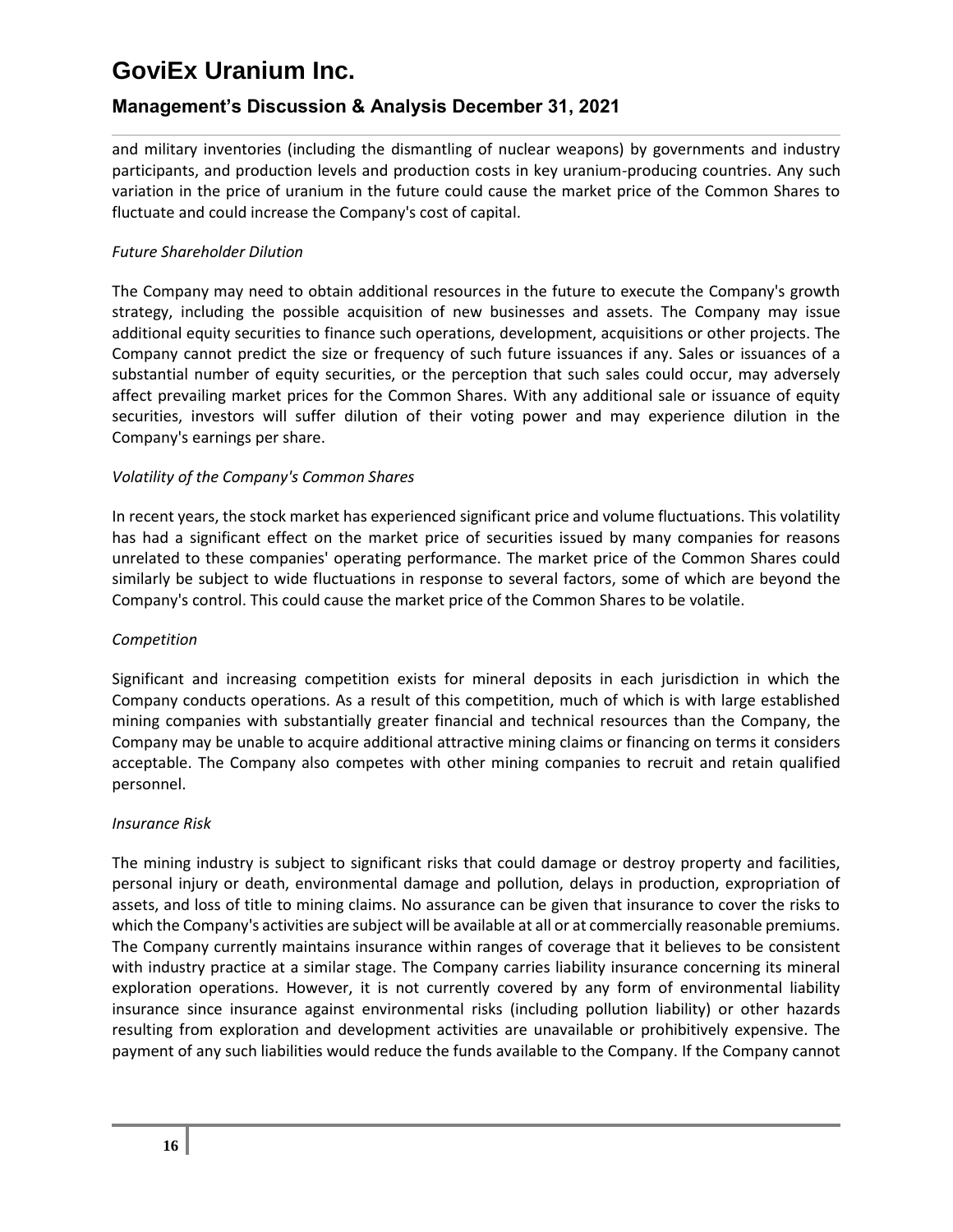and military inventories (including the dismantling of nuclear weapons) by governments and industry participants, and production levels and production costs in key uranium-producing countries. Any such variation in the price of uranium in the future could cause the market price of the Common Shares to fluctuate and could increase the Company's cost of capital.

*Future Shareholder Dilution*

The Company may need to obtain additional resources in the future to execute the Company's growth strategy, including the possible acquisition of new businesses and assets. The Company may issue additional equity securities to finance such operations, development, acquisitions or other projects. The Company cannot predict the size or frequency of such future issuances if any. Sales or issuances of a substantial number of equity securities, or the perception that such sales could occur, may adversely affect prevailing market prices for the Common Shares. With any additional sale or issuance of equity securities, investors will suffer dilution of their voting power and may experience dilution in the Company's earnings per share.

*Volatility of the Company's Common Shares*

In recent years, the stock market has experienced significant price and volume fluctuations. This volatility has had a significant effect on the market price of securities issued by many companies for reasons unrelated to these companies' operating performance. The market price of the Common Shares could similarly be subject to wide fluctuations in response to several factors, some of which are beyond the Company's control. This could cause the market price of the Common Shares to be volatile.

*Competition*

Significant and increasing competition exists for mineral deposits in each jurisdiction in which the Company conducts operations. As a result of this competition, much of which is with large established mining companies with substantially greater financial and technical resources than the Company, the Company may be unable to acquire additional attractive mining claims or financing on terms it considers acceptable. The Company also competes with other mining companies to recruit and retain qualified personnel.

*Insurance Risk*

The mining industry is subject to significant risks that could damage or destroy property and facilities, personal injury or death, environmental damage and pollution, delays in production, expropriation of assets, and loss of title to mining claims. No assurance can be given that insurance to cover the risks to which the Company's activities are subject will be available at all or at commercially reasonable premiums. The Company currently maintains insurance within ranges of coverage that it believes to be consistent with industry practice at a similar stage. The Company carries liability insurance concerning its mineral exploration operations. However, it is not currently covered by any form of environmental liability insurance since insurance against environmental risks (including pollution liability) or other hazards resulting from exploration and development activities are unavailable or prohibitively expensive. The payment of any such liabilities would reduce the funds available to the Company. If the Company cannot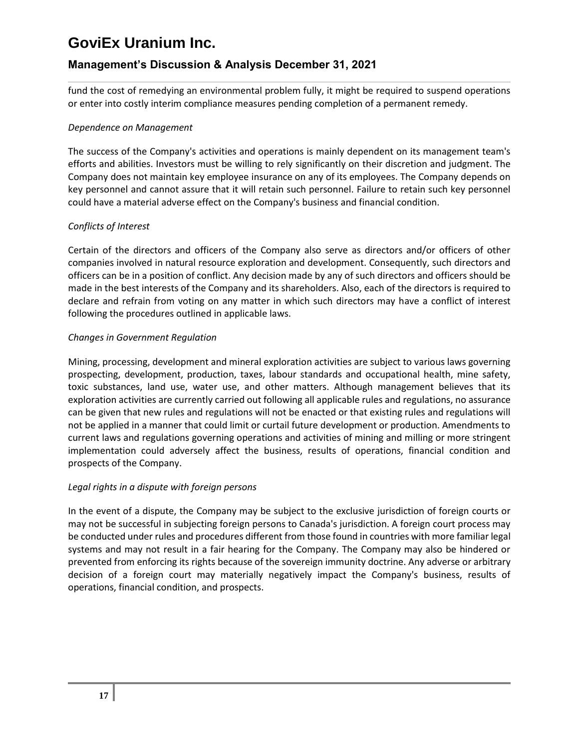fund the cost of remedying an environmental problem fully, it might be required to suspend operations or enter into costly interim compliance measures pending completion of a permanent remedy.

*Dependence on Management*

The success of the Company's activities and operations is mainly dependent on its management team's efforts and abilities. Investors must be willing to rely significantly on their discretion and judgment. The Company does not maintain key employee insurance on any of its employees. The Company depends on key personnel and cannot assure that it will retain such personnel. Failure to retain such key personnel could have a material adverse effect on the Company's business and financial condition.

*Conflicts of Interest*

Certain of the directors and officers of the Company also serve as directors and/or officers of other companies involved in natural resource exploration and development. Consequently, such directors and officers can be in a position of conflict. Any decision made by any of such directors and officers should be made in the best interests of the Company and its shareholders. Also, each of the directors is required to declare and refrain from voting on any matter in which such directors may have a conflict of interest following the procedures outlined in applicable laws.

*Changes in Government Regulation*

Mining, processing, development and mineral exploration activities are subject to various laws governing prospecting, development, production, taxes, labour standards and occupational health, mine safety, toxic substances, land use, water use, and other matters. Although management believes that its exploration activities are currently carried out following all applicable rules and regulations, no assurance can be given that new rules and regulations will not be enacted or that existing rules and regulations will not be applied in a manner that could limit or curtail future development or production. Amendments to current laws and regulations governing operations and activities of mining and milling or more stringent implementation could adversely affect the business, results of operations, financial condition and prospects of the Company.

*Legal rights in a dispute with foreign persons*

In the event of a dispute, the Company may be subject to the exclusive jurisdiction of foreign courts or may not be successful in subjecting foreign persons to Canada's jurisdiction. A foreign court process may be conducted under rules and procedures different from those found in countries with more familiar legal systems and may not result in a fair hearing for the Company. The Company may also be hindered or prevented from enforcing its rights because of the sovereign immunity doctrine. Any adverse or arbitrary decision of a foreign court may materially negatively impact the Company's business, results of operations, financial condition, and prospects.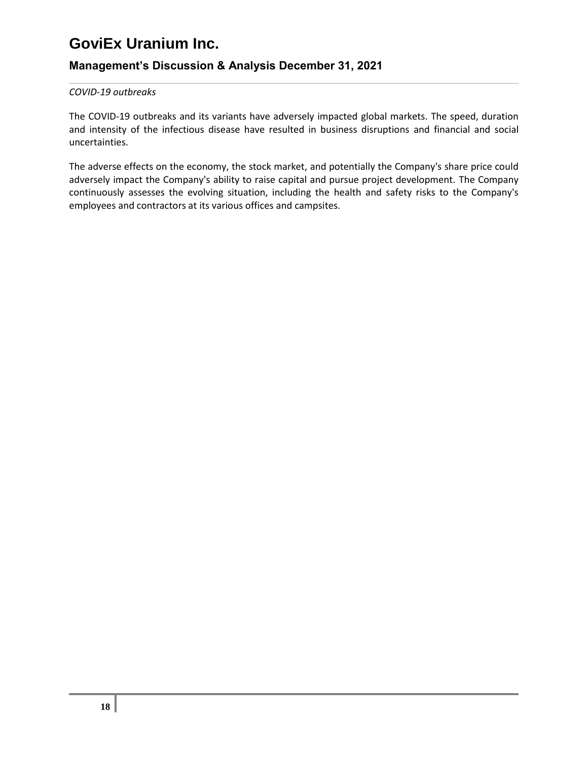*COVID-19 outbreaks*

The COVID-19 outbreaks and its variants have adversely impacted global markets. The speed, duration and intensity of the infectious disease have resulted in business disruptions and financial and social uncertainties.

The adverse effects on the economy, the stock market, and potentially the Company's share price could adversely impact the Company's ability to raise capital and pursue project development. The Company continuously assesses the evolving situation, including the health and safety risks to the Company's employees and contractors at its various offices and campsites.